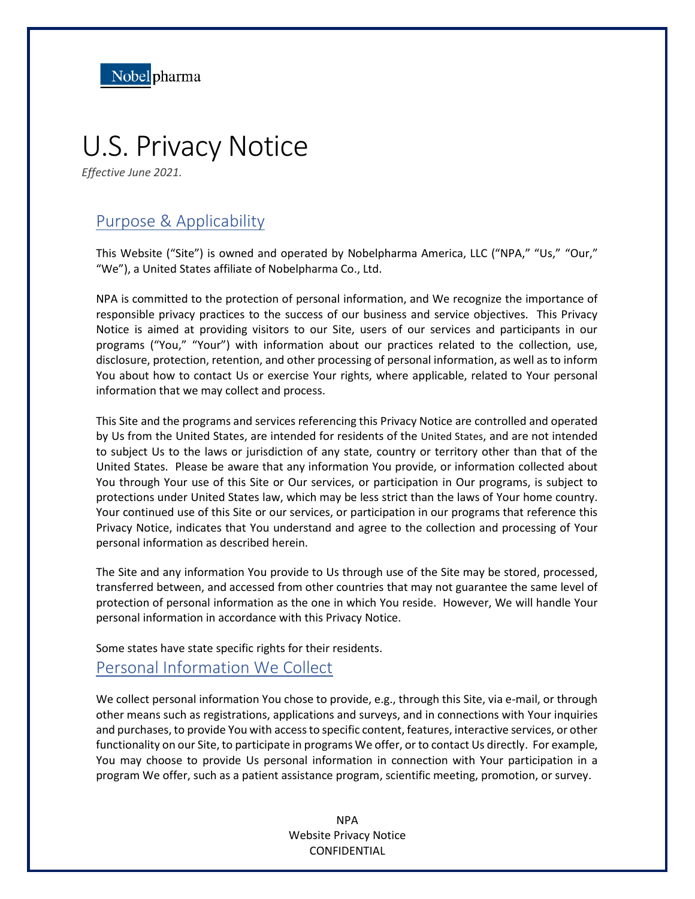Nobelpharma

# U.S. Privacy Notice

*Effective June 2021.*

## Purpose & Applicability

This Website ("Site") is owned and operated by Nobelpharma America, LLC ("NPA," "Us," "Our," "We"), a United States affiliate of Nobelpharma Co., Ltd.

NPA is committed to the protection of personal information, and We recognize the importance of responsible privacy practices to the success of our business and service objectives. This Privacy Notice is aimed at providing visitors to our Site, users of our services and participants in our programs ("You," "Your") with information about our practices related to the collection, use, disclosure, protection, retention, and other processing of personal information, as well as to inform You about how to contact Us or exercise Your rights, where applicable, related to Your personal information that we may collect and process.

This Site and the programs and services referencing this Privacy Notice are controlled and operated by Us from the United States, are intended for residents of the United States, and are not intended to subject Us to the laws or jurisdiction of any state, country or territory other than that of the United States. Please be aware that any information You provide, or information collected about You through Your use of this Site or Our services, or participation in Our programs, is subject to protections under United States law, which may be less strict than the laws of Your home country. Your continued use of this Site or our services, or participation in our programs that reference this Privacy Notice, indicates that You understand and agree to the collection and processing of Your personal information as described herein.

The Site and any information You provide to Us through use of the Site may be stored, processed, transferred between, and accessed from other countries that may not guarantee the same level of protection of personal information as the one in which You reside. However, We will handle Your personal information in accordance with this Privacy Notice.

Some states have state specific rights for their residents.

## Personal Information We Collect

We collect personal information You chose to provide, e.g., through this Site, via e-mail, or through other means such as registrations, applications and surveys, and in connections with Your inquiries and purchases, to provide You with access to specific content, features, interactive services, or other functionality on our Site, to participate in programs We offer, or to contact Us directly. For example, You may choose to provide Us personal information in connection with Your participation in a program We offer, such as a patient assistance program, scientific meeting, promotion, or survey.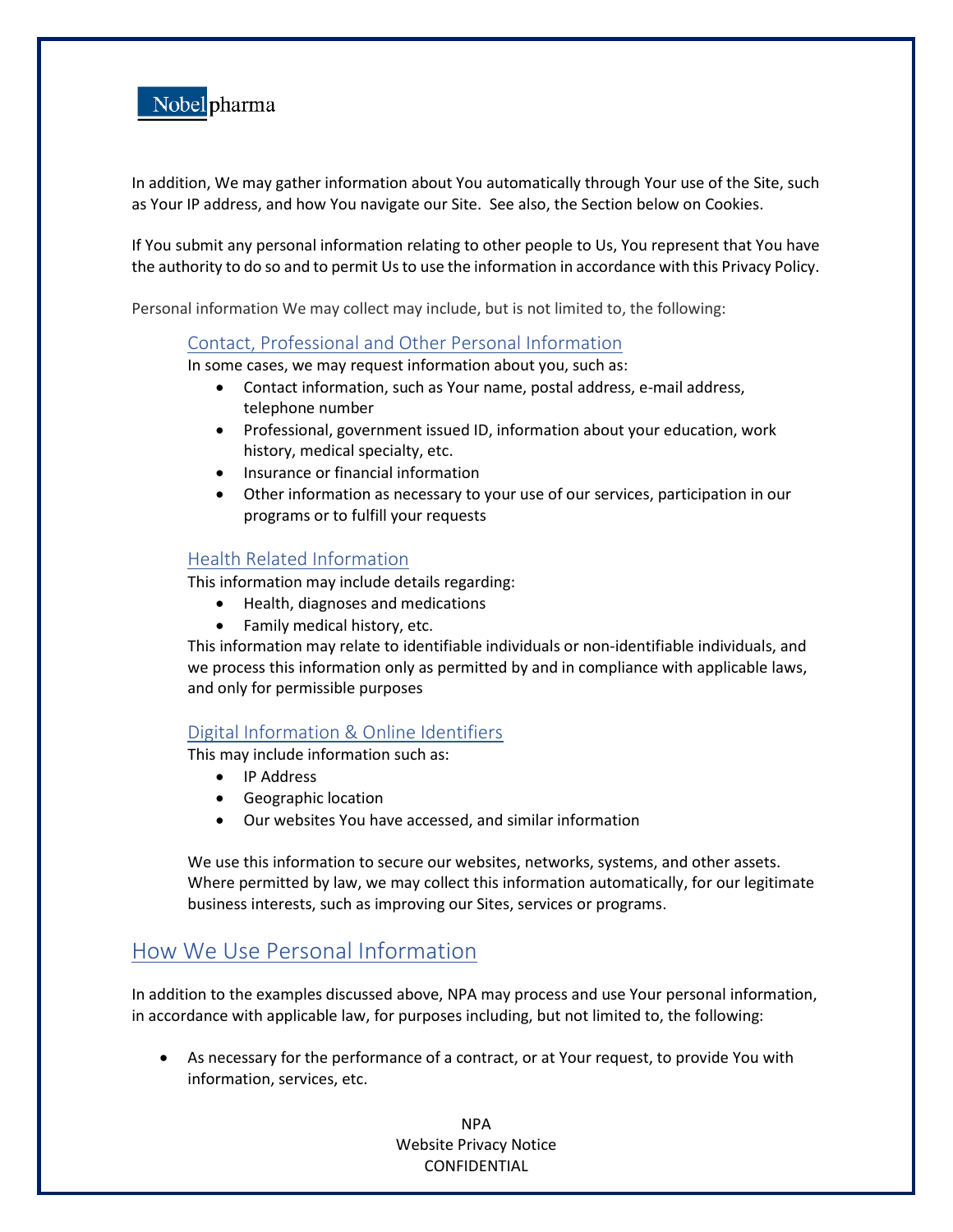In addition, We may gather information about You automatically through Your use of the Site, such as Your IP address, and how You navigate our Site. See also, the Section below on Cookies.

If You submit any personal information relating to other people to Us, You represent that You have the authority to do so and to permit Us to use the information in accordance with this Privacy Policy.

Personal information We may collect may include, but is not limited to, the following:

### Contact, Professional and Other Personal Information

In some cases, we may request information about you, such as:

- Contact information, such as Your name, postal address, e-mail address, telephone number
- Professional, government issued ID, information about your education, work history, medical specialty, etc.
- Insurance or financial information
- Other information as necessary to your use of our services, participation in our programs or to fulfill your requests

### Health Related Information

This information may include details regarding:

- Health, diagnoses and medications
- Family medical history, etc.

This information may relate to identifiable individuals or non-identifiable individuals, and we process this information only as permitted by and in compliance with applicable laws, and only for permissible purposes

### Digital Information & Online Identifiers

This may include information such as:

- IP Address
- Geographic location
- Our websites You have accessed, and similar information

We use this information to secure our websites, networks, systems, and other assets. Where permitted by law, we may collect this information automatically, for our legitimate business interests, such as improving our Sites, services or programs.

## How We Use Personal Information

In addition to the examples discussed above, NPA may process and use Your personal information, in accordance with applicable law, for purposes including, but not limited to, the following:

- As necessary for the performance of a contract, or at Your request, to provide You with information, services, etc.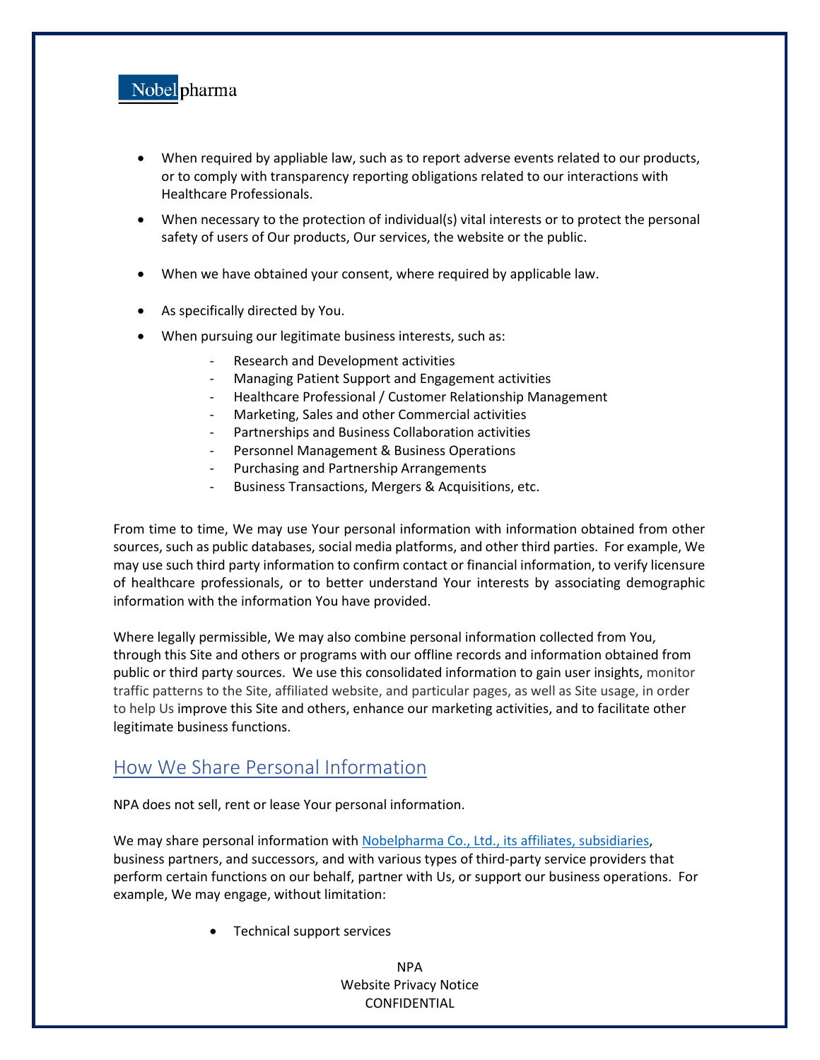- When required by appliable law, such as to report adverse events related to our products, or to comply with transparency reporting obligations related to our interactions with Healthcare Professionals.
- When necessary to the protection of individual(s) vital interests or to protect the personal safety of users of Our products, Our services, the website or the public.
- When we have obtained your consent, where required by applicable law.
- As specifically directed by You.
- When pursuing our legitimate business interests, such as:
  - Research and Development activities
  - Managing Patient Support and Engagement activities
  - Healthcare Professional / Customer Relationship Management
  - Marketing, Sales and other Commercial activities
  - Partnerships and Business Collaboration activities
  - Personnel Management & Business Operations
  - Purchasing and Partnership Arrangements
  - Business Transactions, Mergers & Acquisitions, etc.

From time to time, We may use Your personal information with information obtained from other sources, such as public databases, social media platforms, and other third parties. For example, We may use such third party information to confirm contact or financial information, to verify licensure of healthcare professionals, or to better understand Your interests by associating demographic information with the information You have provided.

Where legally permissible, We may also combine personal information collected from You, through this Site and others or programs with our offline records and information obtained from public or third party sources. We use this consolidated information to gain user insights, monitor traffic patterns to the Site, affiliated website, and particular pages, as well as Site usage, in order to help Us improve this Site and others, enhance our marketing activities, and to facilitate other legitimate business functions.

## How We Share Personal Information

NPA does not sell, rent or lease Your personal information.

We may share personal information with Nobelpharma Co., Ltd., its affiliates, subsidiaries, business partners, and successors, and with various types of third-party service providers that perform certain functions on our behalf, partner with Us, or support our business operations. For example, We may engage, without limitation:

- Technical support services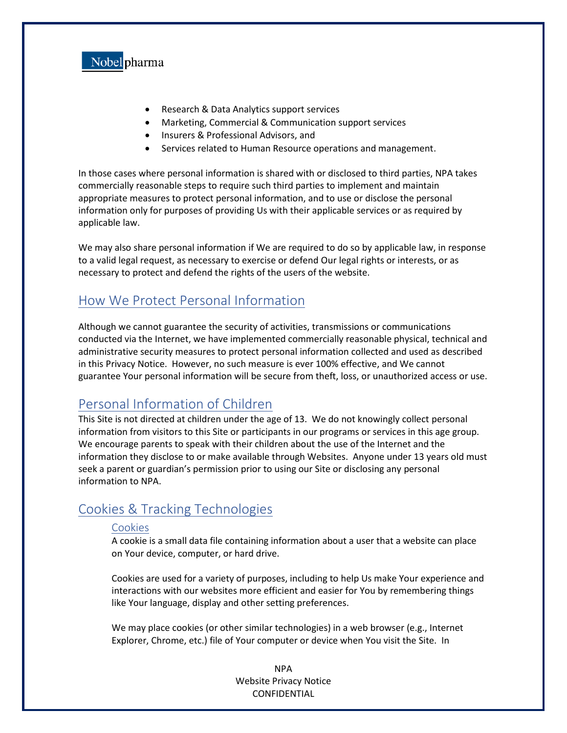- Research & Data Analytics support services
- Marketing, Commercial & Communication support services
- Insurers & Professional Advisors, and
- Services related to Human Resource operations and management.

In those cases where personal information is shared with or disclosed to third parties, NPA takes commercially reasonable steps to require such third parties to implement and maintain appropriate measures to protect personal information, and to use or disclose the personal information only for purposes of providing Us with their applicable services or as required by applicable law.

We may also share personal information if We are required to do so by applicable law, in response to a valid legal request, as necessary to exercise or defend Our legal rights or interests, or as necessary to protect and defend the rights of the users of the website.

## How We Protect Personal Information

Although we cannot guarantee the security of activities, transmissions or communications conducted via the Internet, we have implemented commercially reasonable physical, technical and administrative security measures to protect personal information collected and used as described in this Privacy Notice. However, no such measure is ever 100% effective, and We cannot guarantee Your personal information will be secure from theft, loss, or unauthorized access or use.

## Personal Information of Children

This Site is not directed at children under the age of 13. We do not knowingly collect personal information from visitors to this Site or participants in our programs or services in this age group. We encourage parents to speak with their children about the use of the Internet and the information they disclose to or make available through Websites. Anyone under 13 years old must seek a parent or guardian's permission prior to using our Site or disclosing any personal information to NPA.

## Cookies & Tracking Technologies

### Cookies

A cookie is a small data file containing information about a user that a website can place on Your device, computer, or hard drive.

Cookies are used for a variety of purposes, including to help Us make Your experience and interactions with our websites more efficient and easier for You by remembering things like Your language, display and other setting preferences.

We may place cookies (or other similar technologies) in a web browser (e.g., Internet Explorer, Chrome, etc.) file of Your computer or device when You visit the Site. In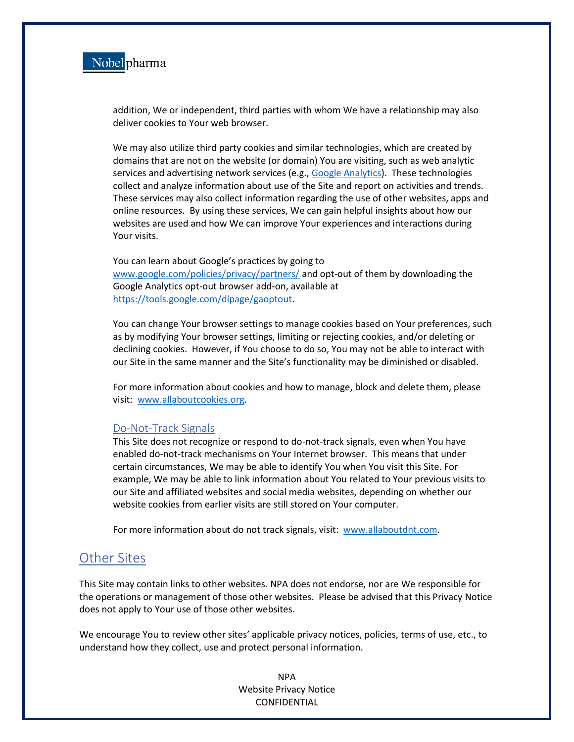addition, We or independent, third parties with whom We have a relationship may also deliver cookies to Your web browser.

We may also utilize third party cookies and similar technologies, which are created by domains that are not on the website (or domain) You are visiting, such as web analytic services and advertising network services (e.g., Google Analytics). These technologies collect and analyze information about use of the Site and report on activities and trends. These services may also collect information regarding the use of other websites, apps and online resources. By using these services, We can gain helpful insights about how our websites are used and how We can improve Your experiences and interactions during Your visits.

You can learn about Google's practices by going to www.google.com/policies/privacy/partners/ and opt-out of them by downloading the Google Analytics opt-out browser add-on, available at https://tools.google.com/dlpage/gaoptout.

You can change Your browser settings to manage cookies based on Your preferences, such as by modifying Your browser settings, limiting or rejecting cookies, and/or deleting or declining cookies. However, if You choose to do so, You may not be able to interact with our Site in the same manner and the Site's functionality may be diminished or disabled.

For more information about cookies and how to manage, block and delete them, please visit: www.allaboutcookies.org.

### Do-Not-Track Signals

This Site does not recognize or respond to do-not-track signals, even when You have enabled do-not-track mechanisms on Your Internet browser. This means that under certain circumstances, We may be able to identify You when You visit this Site. For example, We may be able to link information about You related to Your previous visits to our Site and affiliated websites and social media websites, depending on whether our website cookies from earlier visits are still stored on Your computer.

For more information about do not track signals, visit: www.allaboutdnt.com.

## Other Sites

This Site may contain links to other websites. NPA does not endorse, nor are We responsible for the operations or management of those other websites. Please be advised that this Privacy Notice does not apply to Your use of those other websites.

We encourage You to review other sites' applicable privacy notices, policies, terms of use, etc., to understand how they collect, use and protect personal information.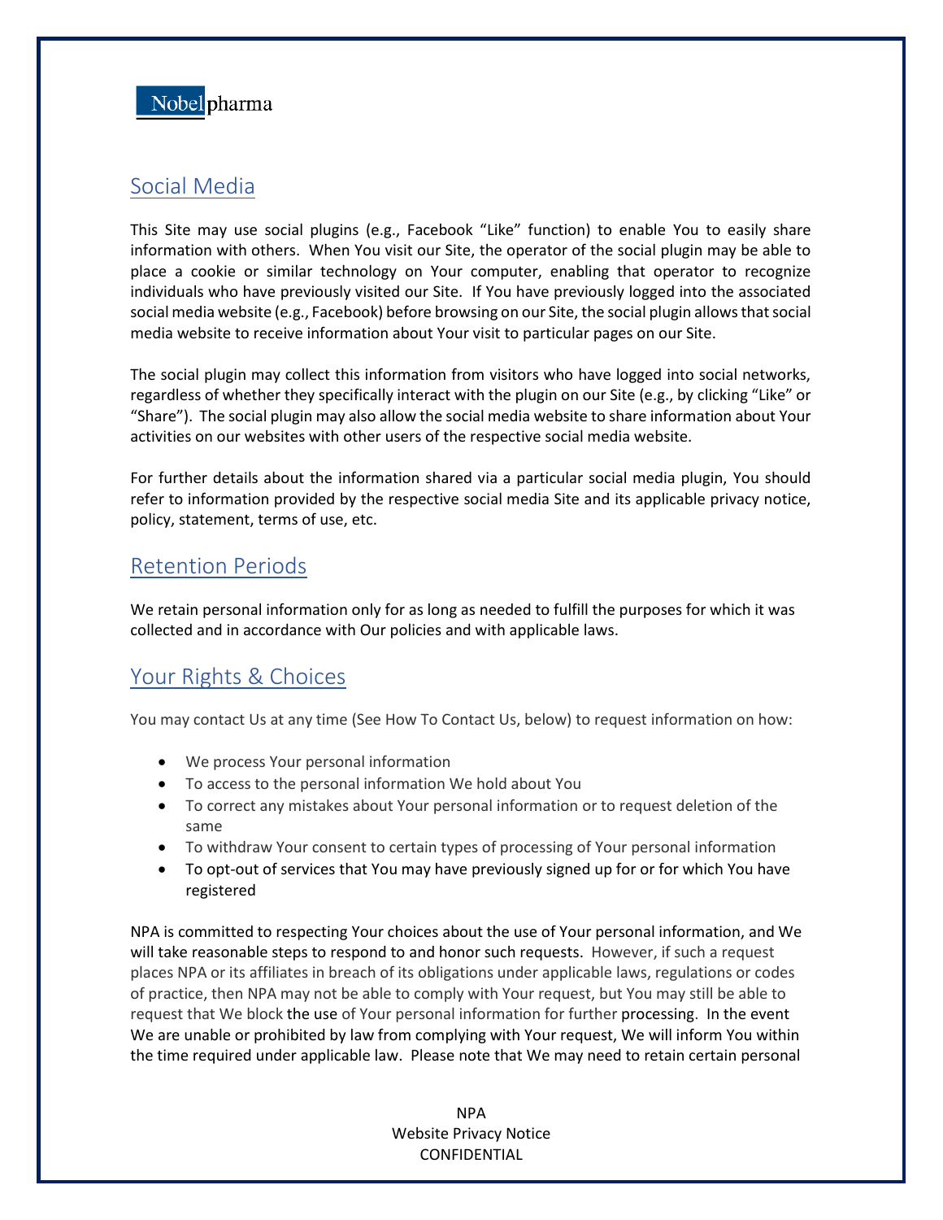## Social Media

This Site may use social plugins (e.g., Facebook "Like" function) to enable You to easily share information with others. When You visit our Site, the operator of the social plugin may be able to place a cookie or similar technology on Your computer, enabling that operator to recognize individuals who have previously visited our Site. If You have previously logged into the associated social media website (e.g., Facebook) before browsing on our Site, the social plugin allows that social media website to receive information about Your visit to particular pages on our Site.

The social plugin may collect this information from visitors who have logged into social networks, regardless of whether they specifically interact with the plugin on our Site (e.g., by clicking "Like" or "Share"). The social plugin may also allow the social media website to share information about Your activities on our websites with other users of the respective social media website.

For further details about the information shared via a particular social media plugin, You should refer to information provided by the respective social media Site and its applicable privacy notice, policy, statement, terms of use, etc.

## Retention Periods

We retain personal information only for as long as needed to fulfill the purposes for which it was collected and in accordance with Our policies and with applicable laws.

## Your Rights & Choices

You may contact Us at any time (See How To Contact Us, below) to request information on how:

- We process Your personal information
- To access to the personal information We hold about You
- To correct any mistakes about Your personal information or to request deletion of the same
- To withdraw Your consent to certain types of processing of Your personal information
- To opt-out of services that You may have previously signed up for or for which You have registered

NPA is committed to respecting Your choices about the use of Your personal information, and We will take reasonable steps to respond to and honor such requests. However, if such a request places NPA or its affiliates in breach of its obligations under applicable laws, regulations or codes of practice, then NPA may not be able to comply with Your request, but You may still be able to request that We block the use of Your personal information for further processing. In the event We are unable or prohibited by law from complying with Your request, We will inform You within the time required under applicable law. Please note that We may need to retain certain personal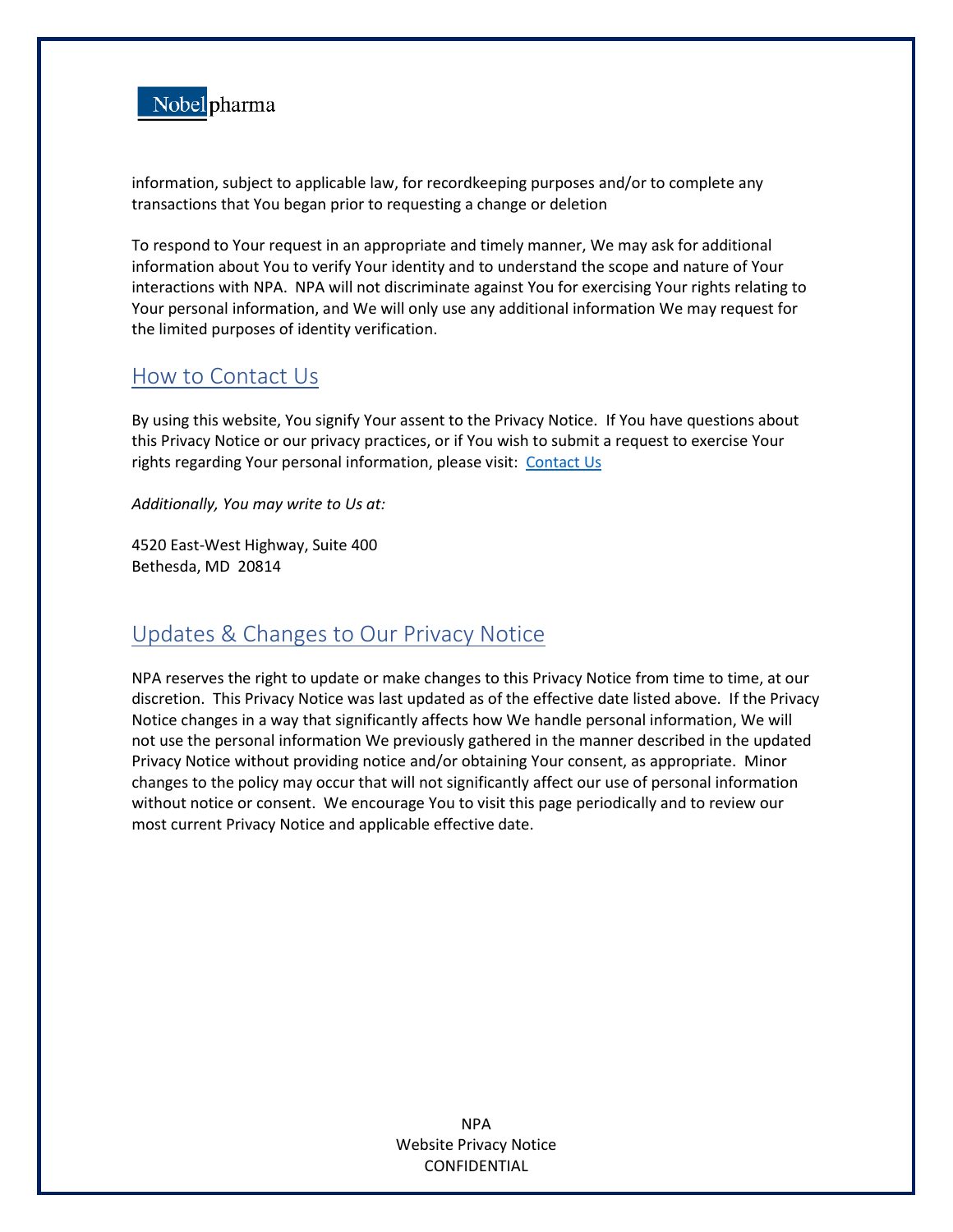information, subject to applicable law, for recordkeeping purposes and/or to complete any transactions that You began prior to requesting a change or deletion

To respond to Your request in an appropriate and timely manner, We may ask for additional information about You to verify Your identity and to understand the scope and nature of Your interactions with NPA. NPA will not discriminate against You for exercising Your rights relating to Your personal information, and We will only use any additional information We may request for the limited purposes of identity verification.

## How to Contact Us

By using this website, You signify Your assent to the Privacy Notice. If You have questions about this Privacy Notice or our privacy practices, or if You wish to submit a request to exercise Your rights regarding Your personal information, please visit: Contact Us

*Additionally, You may write to Us at:*

4520 East-West Highway, Suite 400
Bethesda, MD 20814

## Updates & Changes to Our Privacy Notice

NPA reserves the right to update or make changes to this Privacy Notice from time to time, at our discretion. This Privacy Notice was last updated as of the effective date listed above. If the Privacy Notice changes in a way that significantly affects how We handle personal information, We will not use the personal information We previously gathered in the manner described in the updated Privacy Notice without providing notice and/or obtaining Your consent, as appropriate. Minor changes to the policy may occur that will not significantly affect our use of personal information without notice or consent. We encourage You to visit this page periodically and to review our most current Privacy Notice and applicable effective date.